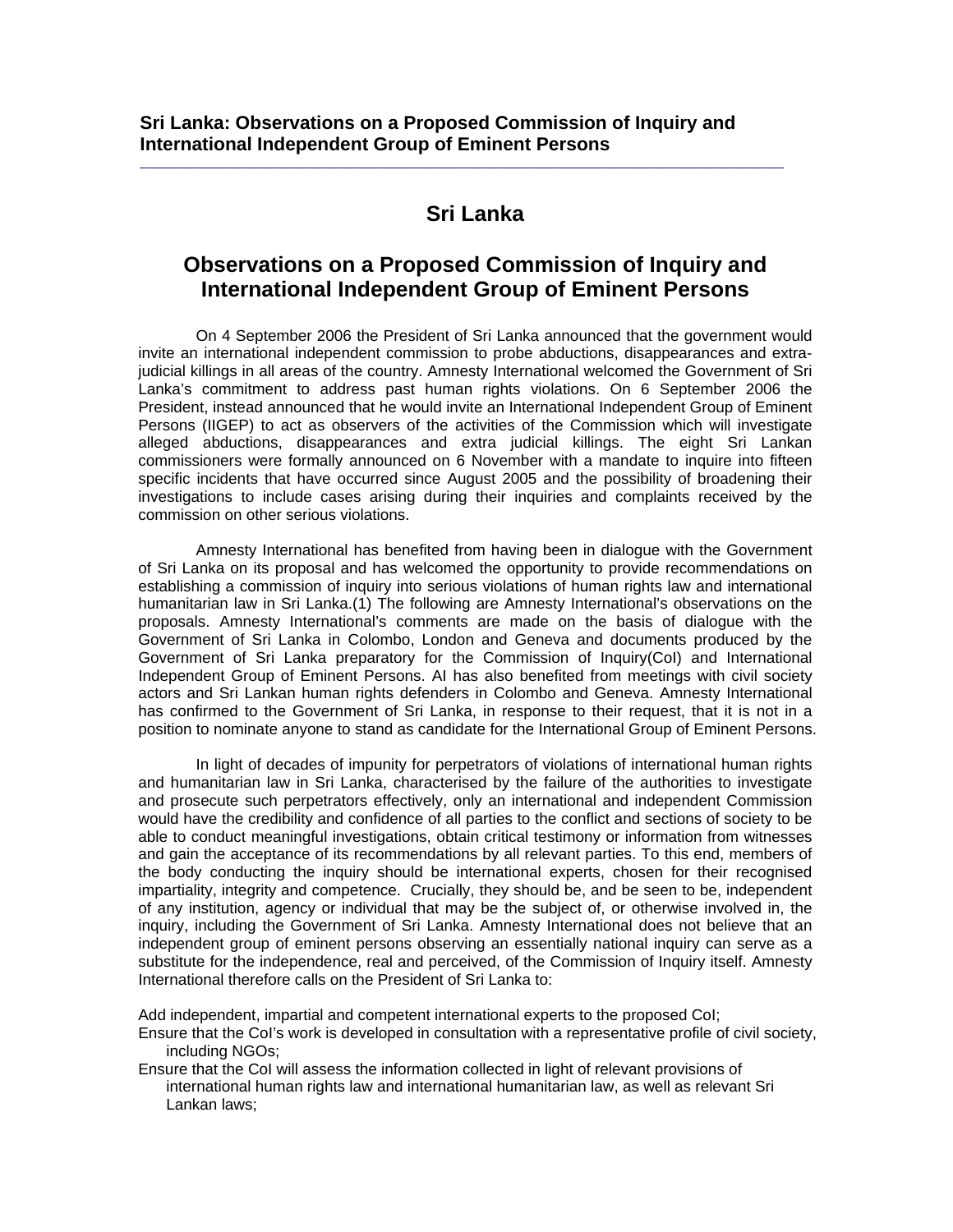# Sri Lanka

## Observations on a Proposed Commission of Inquiry and International Independent Group of Eminent Persons

On 4 September 2006 the President of Sri Lanka announced that the government would invite an international independent commission to probe abductions, disappearances and extra-judicial killings in all areas of the country. Amnesty International welcomed the Government of Sri Lanka's commitment to address past human rights violations. On 6 September 2006 the President, instead announced that he would invite an International Independent Group of Eminent Persons (IIGEP) to act as observers of the activities of the Commission which will investigate alleged abductions, disappearances and extra judicial killings. The eight Sri Lankan commissioners were formally announced on 6 November with a mandate to inquire into fifteen specific incidents that have occurred since August 2005 and the possibility of broadening their investigations to include cases arising during their inquiries and complaints received by the commission on other serious violations.

Amnesty International has benefited from having been in dialogue with the Government of Sri Lanka on its proposal and has welcomed the opportunity to provide recommendations on establishing a commission of inquiry into serious violations of human rights law and international humanitarian law in Sri Lanka.(1) The following are Amnesty International's observations on the proposals. Amnesty International's comments are made on the basis of dialogue with the Government of Sri Lanka in Colombo, London and Geneva and documents produced by the Government of Sri Lanka preparatory for the Commission of Inquiry(CoI) and International Independent Group of Eminent Persons. AI has also benefited from meetings with civil society actors and Sri Lankan human rights defenders in Colombo and Geneva. Amnesty International has confirmed to the Government of Sri Lanka, in response to their request, that it is not in a position to nominate anyone to stand as candidate for the International Group of Eminent Persons.

In light of decades of impunity for perpetrators of violations of international human rights and humanitarian law in Sri Lanka, characterised by the failure of the authorities to investigate and prosecute such perpetrators effectively, only an international and independent Commission would have the credibility and confidence of all parties to the conflict and sections of society to be able to conduct meaningful investigations, obtain critical testimony or information from witnesses and gain the acceptance of its recommendations by all relevant parties. To this end, members of the body conducting the inquiry should be international experts, chosen for their recognised impartiality, integrity and competence. Crucially, they should be, and be seen to be, independent of any institution, agency or individual that may be the subject of, or otherwise involved in, the inquiry, including the Government of Sri Lanka. Amnesty International does not believe that an independent group of eminent persons observing an essentially national inquiry can serve as a substitute for the independence, real and perceived, of the Commission of Inquiry itself. Amnesty International therefore calls on the President of Sri Lanka to:

- Add independent, impartial and competent international experts to the proposed CoI;
- Ensure that the CoI's work is developed in consultation with a representative profile of civil society, including NGOs;
- Ensure that the CoI will assess the information collected in light of relevant provisions of international human rights law and international humanitarian law, as well as relevant Sri Lankan laws;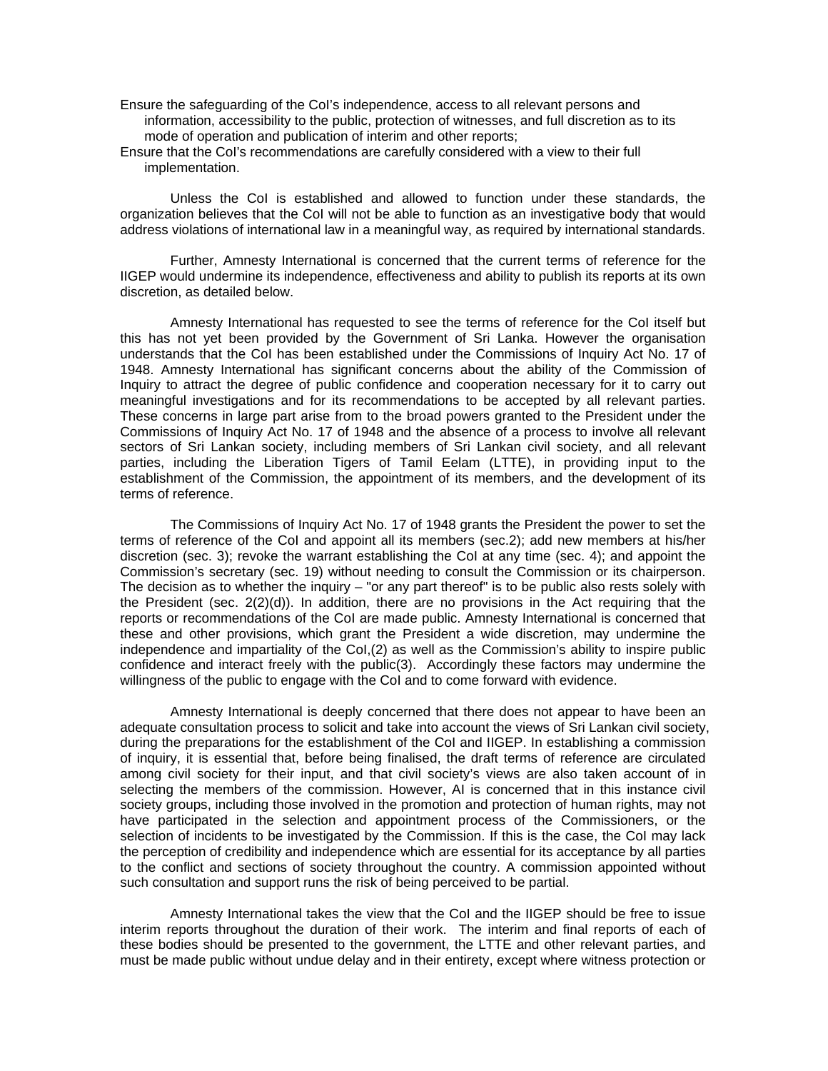- Ensure the safeguarding of the CoI's independence, access to all relevant persons and information, accessibility to the public, protection of witnesses, and full discretion as to its mode of operation and publication of interim and other reports;
- Ensure that the CoI's recommendations are carefully considered with a view to their full implementation.

Unless the CoI is established and allowed to function under these standards, the organization believes that the CoI will not be able to function as an investigative body that would address violations of international law in a meaningful way, as required by international standards.

Further, Amnesty International is concerned that the current terms of reference for the IIGEP would undermine its independence, effectiveness and ability to publish its reports at its own discretion, as detailed below.

Amnesty International has requested to see the terms of reference for the CoI itself but this has not yet been provided by the Government of Sri Lanka. However the organisation understands that the CoI has been established under the Commissions of Inquiry Act No. 17 of 1948. Amnesty International has significant concerns about the ability of the Commission of Inquiry to attract the degree of public confidence and cooperation necessary for it to carry out meaningful investigations and for its recommendations to be accepted by all relevant parties. These concerns in large part arise from to the broad powers granted to the President under the Commissions of Inquiry Act No. 17 of 1948 and the absence of a process to involve all relevant sectors of Sri Lankan society, including members of Sri Lankan civil society, and all relevant parties, including the Liberation Tigers of Tamil Eelam (LTTE), in providing input to the establishment of the Commission, the appointment of its members, and the development of its terms of reference.

The Commissions of Inquiry Act No. 17 of 1948 grants the President the power to set the terms of reference of the CoI and appoint all its members (sec.2); add new members at his/her discretion (sec. 3); revoke the warrant establishing the CoI at any time (sec. 4); and appoint the Commission's secretary (sec. 19) without needing to consult the Commission or its chairperson. The decision as to whether the inquiry – "or any part thereof" is to be public also rests solely with the President (sec. 2(2)(d)). In addition, there are no provisions in the Act requiring that the reports or recommendations of the CoI are made public. Amnesty International is concerned that these and other provisions, which grant the President a wide discretion, may undermine the independence and impartiality of the CoI,(2) as well as the Commission's ability to inspire public confidence and interact freely with the public(3). Accordingly these factors may undermine the willingness of the public to engage with the CoI and to come forward with evidence.

Amnesty International is deeply concerned that there does not appear to have been an adequate consultation process to solicit and take into account the views of Sri Lankan civil society, during the preparations for the establishment of the CoI and IIGEP. In establishing a commission of inquiry, it is essential that, before being finalised, the draft terms of reference are circulated among civil society for their input, and that civil society's views are also taken account of in selecting the members of the commission. However, AI is concerned that in this instance civil society groups, including those involved in the promotion and protection of human rights, may not have participated in the selection and appointment process of the Commissioners, or the selection of incidents to be investigated by the Commission. If this is the case, the CoI may lack the perception of credibility and independence which are essential for its acceptance by all parties to the conflict and sections of society throughout the country. A commission appointed without such consultation and support runs the risk of being perceived to be partial.

Amnesty International takes the view that the CoI and the IIGEP should be free to issue interim reports throughout the duration of their work. The interim and final reports of each of these bodies should be presented to the government, the LTTE and other relevant parties, and must be made public without undue delay and in their entirety, except where witness protection or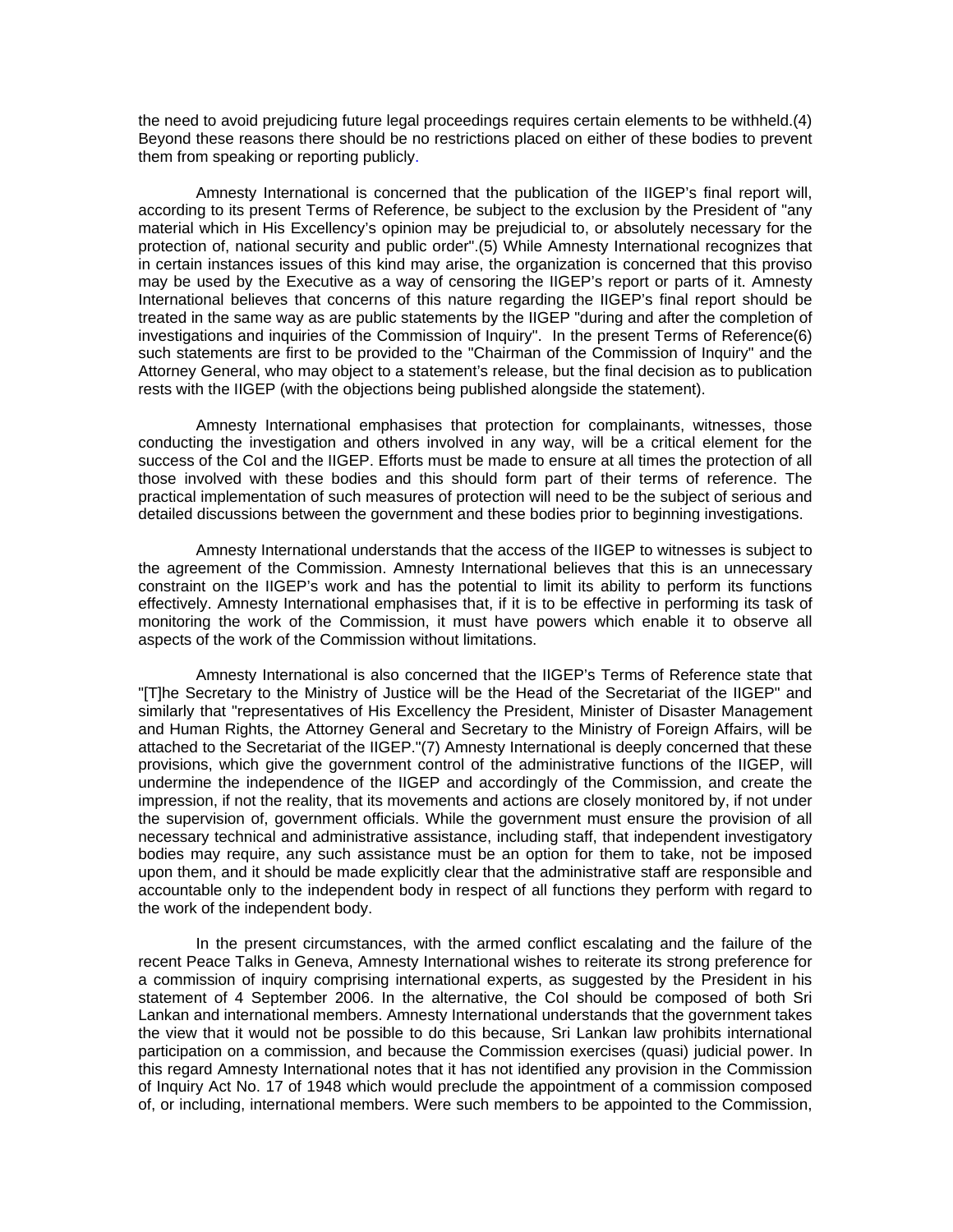the need to avoid prejudicing future legal proceedings requires certain elements to be withheld.(4) Beyond these reasons there should be no restrictions placed on either of these bodies to prevent them from speaking or reporting publicly.

Amnesty International is concerned that the publication of the IIGEP's final report will, according to its present Terms of Reference, be subject to the exclusion by the President of "any material which in His Excellency's opinion may be prejudicial to, or absolutely necessary for the protection of, national security and public order".(5) While Amnesty International recognizes that in certain instances issues of this kind may arise, the organization is concerned that this proviso may be used by the Executive as a way of censoring the IIGEP's report or parts of it. Amnesty International believes that concerns of this nature regarding the IIGEP's final report should be treated in the same way as are public statements by the IIGEP "during and after the completion of investigations and inquiries of the Commission of Inquiry". In the present Terms of Reference(6) such statements are first to be provided to the "Chairman of the Commission of Inquiry" and the Attorney General, who may object to a statement's release, but the final decision as to publication rests with the IIGEP (with the objections being published alongside the statement).

Amnesty International emphasises that protection for complainants, witnesses, those conducting the investigation and others involved in any way, will be a critical element for the success of the CoI and the IIGEP. Efforts must be made to ensure at all times the protection of all those involved with these bodies and this should form part of their terms of reference. The practical implementation of such measures of protection will need to be the subject of serious and detailed discussions between the government and these bodies prior to beginning investigations.

Amnesty International understands that the access of the IIGEP to witnesses is subject to the agreement of the Commission. Amnesty International believes that this is an unnecessary constraint on the IIGEP's work and has the potential to limit its ability to perform its functions effectively. Amnesty International emphasises that, if it is to be effective in performing its task of monitoring the work of the Commission, it must have powers which enable it to observe all aspects of the work of the Commission without limitations.

Amnesty International is also concerned that the IIGEP's Terms of Reference state that "[T]he Secretary to the Ministry of Justice will be the Head of the Secretariat of the IIGEP" and similarly that "representatives of His Excellency the President, Minister of Disaster Management and Human Rights, the Attorney General and Secretary to the Ministry of Foreign Affairs, will be attached to the Secretariat of the IIGEP."(7) Amnesty International is deeply concerned that these provisions, which give the government control of the administrative functions of the IIGEP, will undermine the independence of the IIGEP and accordingly of the Commission, and create the impression, if not the reality, that its movements and actions are closely monitored by, if not under the supervision of, government officials. While the government must ensure the provision of all necessary technical and administrative assistance, including staff, that independent investigatory bodies may require, any such assistance must be an option for them to take, not be imposed upon them, and it should be made explicitly clear that the administrative staff are responsible and accountable only to the independent body in respect of all functions they perform with regard to the work of the independent body.

In the present circumstances, with the armed conflict escalating and the failure of the recent Peace Talks in Geneva, Amnesty International wishes to reiterate its strong preference for a commission of inquiry comprising international experts, as suggested by the President in his statement of 4 September 2006. In the alternative, the CoI should be composed of both Sri Lankan and international members. Amnesty International understands that the government takes the view that it would not be possible to do this because, Sri Lankan law prohibits international participation on a commission, and because the Commission exercises (quasi) judicial power. In this regard Amnesty International notes that it has not identified any provision in the Commission of Inquiry Act No. 17 of 1948 which would preclude the appointment of a commission composed of, or including, international members. Were such members to be appointed to the Commission,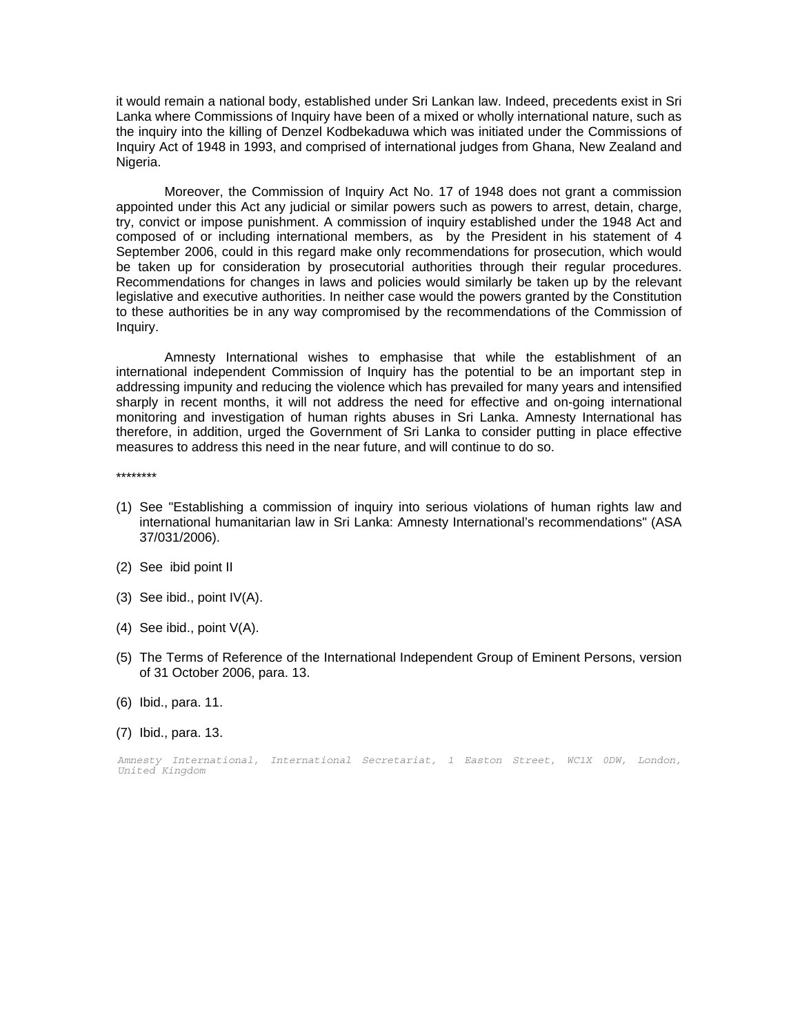it would remain a national body, established under Sri Lankan law. Indeed, precedents exist in Sri Lanka where Commissions of Inquiry have been of a mixed or wholly international nature, such as the inquiry into the killing of Denzel Kodbekaduwa which was initiated under the Commissions of Inquiry Act of 1948 in 1993, and comprised of international judges from Ghana, New Zealand and Nigeria.

Moreover, the Commission of Inquiry Act No. 17 of 1948 does not grant a commission appointed under this Act any judicial or similar powers such as powers to arrest, detain, charge, try, convict or impose punishment. A commission of inquiry established under the 1948 Act and composed of or including international members, as  by the President in his statement of 4 September 2006, could in this regard make only recommendations for prosecution, which would be taken up for consideration by prosecutorial authorities through their regular procedures. Recommendations for changes in laws and policies would similarly be taken up by the relevant legislative and executive authorities. In neither case would the powers granted by the Constitution to these authorities be in any way compromised by the recommendations of the Commission of Inquiry.

Amnesty International wishes to emphasise that while the establishment of an international independent Commission of Inquiry has the potential to be an important step in addressing impunity and reducing the violence which has prevailed for many years and intensified sharply in recent months, it will not address the need for effective and on-going international monitoring and investigation of human rights abuses in Sri Lanka. Amnesty International has therefore, in addition, urged the Government of Sri Lanka to consider putting in place effective measures to address this need in the near future, and will continue to do so.

********

(1) See "Establishing a commission of inquiry into serious violations of human rights law and international humanitarian law in Sri Lanka: Amnesty International's recommendations" (ASA 37/031/2006).

(2) See  ibid point II

(3) See ibid., point IV(A).

(4) See ibid., point V(A).

(5) The Terms of Reference of the International Independent Group of Eminent Persons, version of 31 October 2006, para. 13.

(6) Ibid., para. 11.

(7) Ibid., para. 13.

*Amnesty International, International Secretariat, 1 Easton Street, WC1X 0DW, London, United Kingdom*